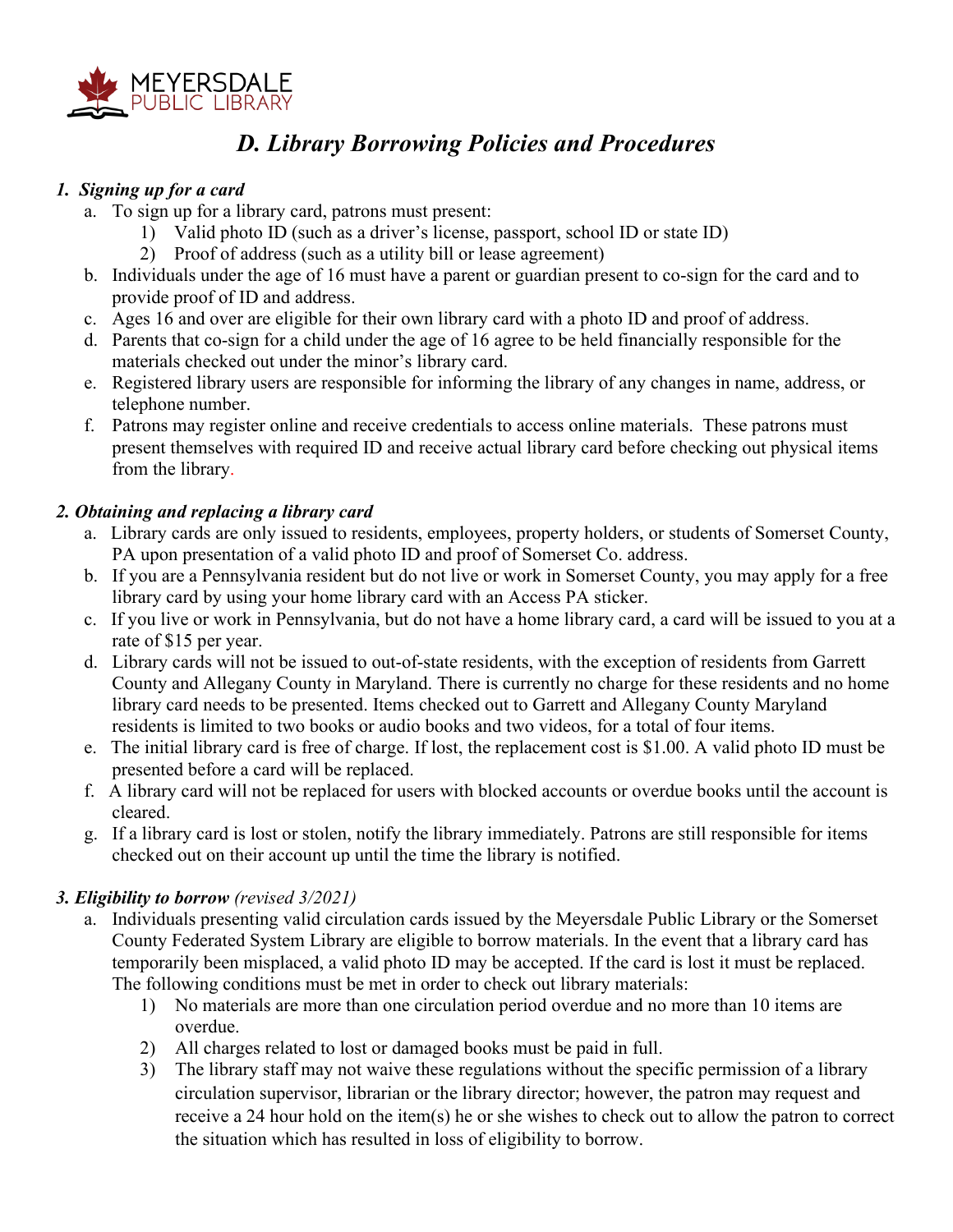MEYERSDALE PUBLIC LIBRARY

# *D. Library Borrowing Policies and Procedures*

### *1. Signing up for a card*

a. To sign up for a library card, patrons must present:
   1) Valid photo ID (such as a driver's license, passport, school ID or state ID)
   2) Proof of address (such as a utility bill or lease agreement)

b. Individuals under the age of 16 must have a parent or guardian present to co-sign for the card and to provide proof of ID and address.

c. Ages 16 and over are eligible for their own library card with a photo ID and proof of address.

d. Parents that co-sign for a child under the age of 16 agree to be held financially responsible for the materials checked out under the minor's library card.

e. Registered library users are responsible for informing the library of any changes in name, address, or telephone number.

f. Patrons may register online and receive credentials to access online materials. These patrons must present themselves with required ID and receive actual library card before checking out physical items from the library.

### *2. Obtaining and replacing a library card*

a. Library cards are only issued to residents, employees, property holders, or students of Somerset County, PA upon presentation of a valid photo ID and proof of Somerset Co. address.

b. If you are a Pennsylvania resident but do not live or work in Somerset County, you may apply for a free library card by using your home library card with an Access PA sticker.

c. If you live or work in Pennsylvania, but do not have a home library card, a card will be issued to you at a rate of $15 per year.

d. Library cards will not be issued to out-of-state residents, with the exception of residents from Garrett County and Allegany County in Maryland. There is currently no charge for these residents and no home library card needs to be presented. Items checked out to Garrett and Allegany County Maryland residents is limited to two books or audio books and two videos, for a total of four items.

e. The initial library card is free of charge. If lost, the replacement cost is $1.00. A valid photo ID must be presented before a card will be replaced.

f. A library card will not be replaced for users with blocked accounts or overdue books until the account is cleared.

g. If a library card is lost or stolen, notify the library immediately. Patrons are still responsible for items checked out on their account up until the time the library is notified.

### *3. Eligibility to borrow* (revised 3/2021)

a. Individuals presenting valid circulation cards issued by the Meyersdale Public Library or the Somerset County Federated System Library are eligible to borrow materials. In the event that a library card has temporarily been misplaced, a valid photo ID may be accepted. If the card is lost it must be replaced. The following conditions must be met in order to check out library materials:
   1) No materials are more than one circulation period overdue and no more than 10 items are overdue.
   2) All charges related to lost or damaged books must be paid in full.
   3) The library staff may not waive these regulations without the specific permission of a library circulation supervisor, librarian or the library director; however, the patron may request and receive a 24 hour hold on the item(s) he or she wishes to check out to allow the patron to correct the situation which has resulted in loss of eligibility to borrow.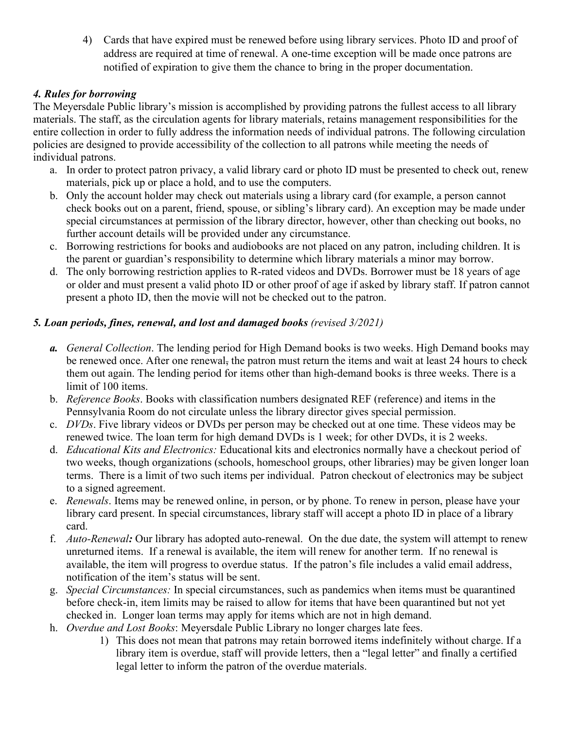4) Cards that have expired must be renewed before using library services. Photo ID and proof of address are required at time of renewal. A one-time exception will be made once patrons are notified of expiration to give them the chance to bring in the proper documentation.

### *4. Rules for borrowing*

The Meyersdale Public library's mission is accomplished by providing patrons the fullest access to all library materials. The staff, as the circulation agents for library materials, retains management responsibilities for the entire collection in order to fully address the information needs of individual patrons. The following circulation policies are designed to provide accessibility of the collection to all patrons while meeting the needs of individual patrons.

a. In order to protect patron privacy, a valid library card or photo ID must be presented to check out, renew materials, pick up or place a hold, and to use the computers.
b. Only the account holder may check out materials using a library card (for example, a person cannot check books out on a parent, friend, spouse, or sibling's library card). An exception may be made under special circumstances at permission of the library director, however, other than checking out books, no further account details will be provided under any circumstance.
c. Borrowing restrictions for books and audiobooks are not placed on any patron, including children. It is the parent or guardian's responsibility to determine which library materials a minor may borrow.
d. The only borrowing restriction applies to R-rated videos and DVDs. Borrower must be 18 years of age or older and must present a valid photo ID or other proof of age if asked by library staff. If patron cannot present a photo ID, then the movie will not be checked out to the patron.

### *5. Loan periods, fines, renewal, and lost and damaged books* *(revised 3/2021)*

a. *General Collection*. The lending period for High Demand books is two weeks. High Demand books may be renewed once. After one renewal, the patron must return the items and wait at least 24 hours to check them out again. The lending period for items other than high-demand books is three weeks. There is a limit of 100 items.
b. *Reference Books*. Books with classification numbers designated REF (reference) and items in the Pennsylvania Room do not circulate unless the library director gives special permission.
c. *DVDs*. Five library videos or DVDs per person may be checked out at one time. These videos may be renewed twice. The loan term for high demand DVDs is 1 week; for other DVDs, it is 2 weeks.
d. *Educational Kits and Electronics:* Educational kits and electronics normally have a checkout period of two weeks, though organizations (schools, homeschool groups, other libraries) may be given longer loan terms. There is a limit of two such items per individual. Patron checkout of electronics may be subject to a signed agreement.
e. *Renewals*. Items may be renewed online, in person, or by phone. To renew in person, please have your library card present. In special circumstances, library staff will accept a photo ID in place of a library card.
f. *Auto-Renewal:* Our library has adopted auto-renewal. On the due date, the system will attempt to renew unreturned items. If a renewal is available, the item will renew for another term. If no renewal is available, the item will progress to overdue status. If the patron's file includes a valid email address, notification of the item's status will be sent.
g. *Special Circumstances:* In special circumstances, such as pandemics when items must be quarantined before check-in, item limits may be raised to allow for items that have been quarantined but not yet checked in. Longer loan terms may apply for items which are not in high demand.
h. *Overdue and Lost Books*: Meyersdale Public Library no longer charges late fees.
    1) This does not mean that patrons may retain borrowed items indefinitely without charge. If a library item is overdue, staff will provide letters, then a "legal letter" and finally a certified legal letter to inform the patron of the overdue materials.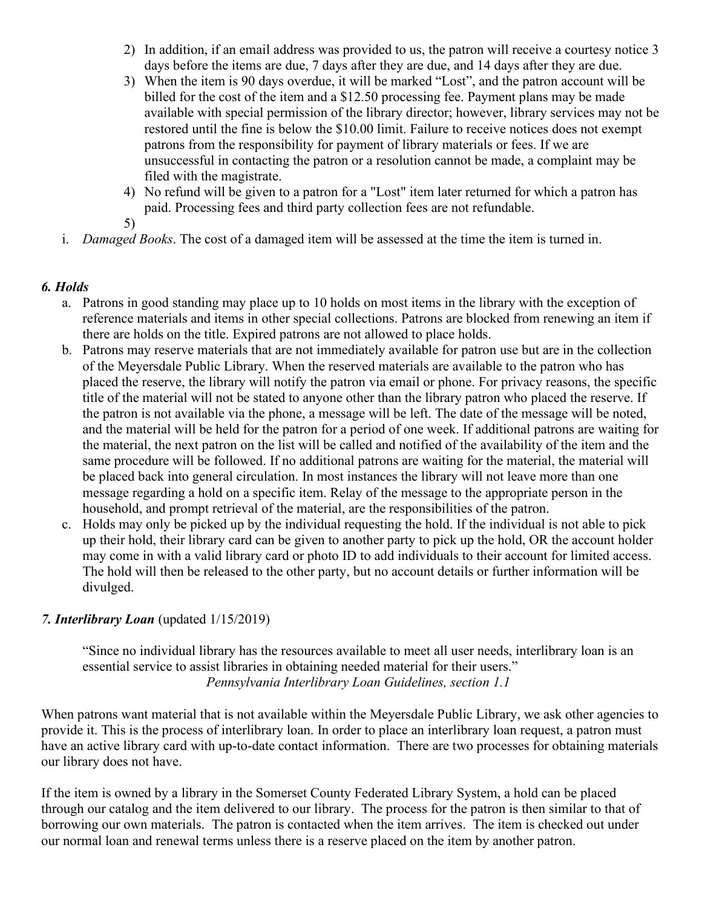2) In addition, if an email address was provided to us, the patron will receive a courtesy notice 3 days before the items are due, 7 days after they are due, and 14 days after they are due.
3) When the item is 90 days overdue, it will be marked "Lost", and the patron account will be billed for the cost of the item and a $12.50 processing fee. Payment plans may be made available with special permission of the library director; however, library services may not be restored until the fine is below the $10.00 limit. Failure to receive notices does not exempt patrons from the responsibility for payment of library materials or fees. If we are unsuccessful in contacting the patron or a resolution cannot be made, a complaint may be filed with the magistrate.
4) No refund will be given to a patron for a "Lost" item later returned for which a patron has paid. Processing fees and third party collection fees are not refundable.
5)

i. *Damaged Books*. The cost of a damaged item will be assessed at the time the item is turned in.

### *6. Holds*

a. Patrons in good standing may place up to 10 holds on most items in the library with the exception of reference materials and items in other special collections. Patrons are blocked from renewing an item if there are holds on the title. Expired patrons are not allowed to place holds.
b. Patrons may reserve materials that are not immediately available for patron use but are in the collection of the Meyersdale Public Library. When the reserved materials are available to the patron who has placed the reserve, the library will notify the patron via email or phone. For privacy reasons, the specific title of the material will not be stated to anyone other than the library patron who placed the reserve. If the patron is not available via the phone, a message will be left. The date of the message will be noted, and the material will be held for the patron for a period of one week. If additional patrons are waiting for the material, the next patron on the list will be called and notified of the availability of the item and the same procedure will be followed. If no additional patrons are waiting for the material, the material will be placed back into general circulation. In most instances the library will not leave more than one message regarding a hold on a specific item. Relay of the message to the appropriate person in the household, and prompt retrieval of the material, are the responsibilities of the patron.
c. Holds may only be picked up by the individual requesting the hold. If the individual is not able to pick up their hold, their library card can be given to another party to pick up the hold, OR the account holder may come in with a valid library card or photo ID to add individuals to their account for limited access. The hold will then be released to the other party, but no account details or further information will be divulged.

### *7. Interlibrary Loan* (updated 1/15/2019)

> "Since no individual library has the resources available to meet all user needs, interlibrary loan is an essential service to assist libraries in obtaining needed material for their users."
> *Pennsylvania Interlibrary Loan Guidelines, section 1.1*

When patrons want material that is not available within the Meyersdale Public Library, we ask other agencies to provide it. This is the process of interlibrary loan. In order to place an interlibrary loan request, a patron must have an active library card with up-to-date contact information. There are two processes for obtaining materials our library does not have.

If the item is owned by a library in the Somerset County Federated Library System, a hold can be placed through our catalog and the item delivered to our library. The process for the patron is then similar to that of borrowing our own materials. The patron is contacted when the item arrives. The item is checked out under our normal loan and renewal terms unless there is a reserve placed on the item by another patron.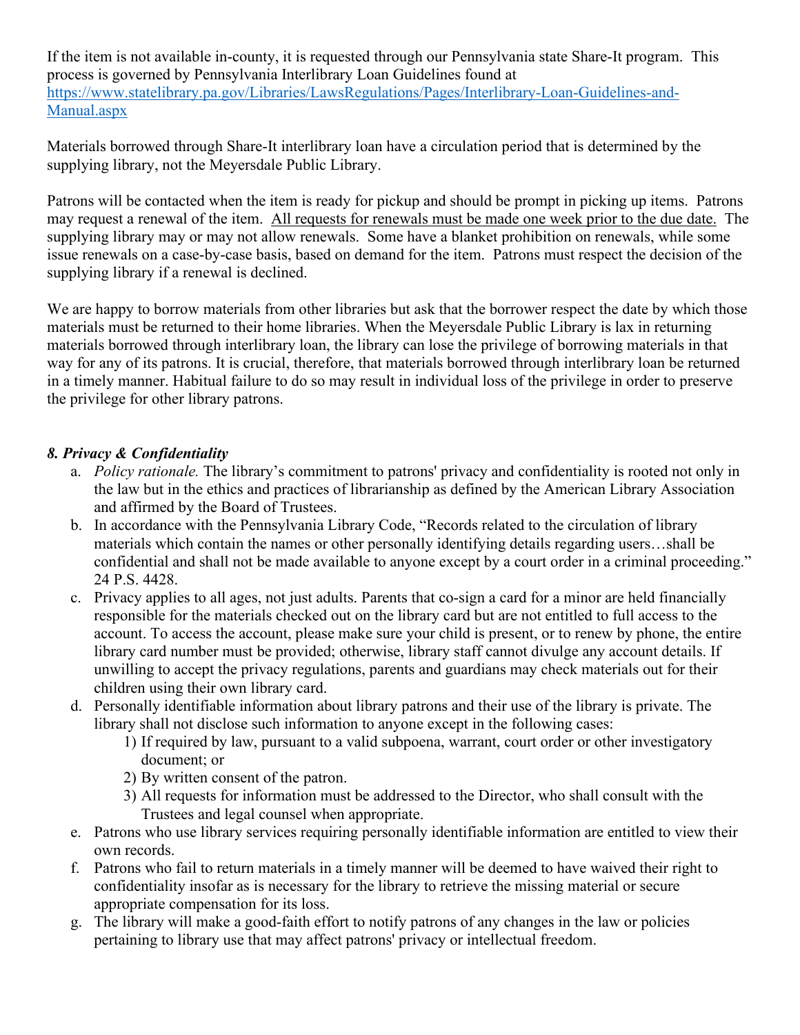If the item is not available in-county, it is requested through our Pennsylvania state Share-It program. This process is governed by Pennsylvania Interlibrary Loan Guidelines found at [https://www.statelibrary.pa.gov/Libraries/LawsRegulations/Pages/Interlibrary-Loan-Guidelines-and-Manual.aspx](https://www.statelibrary.pa.gov/Libraries/LawsRegulations/Pages/Interlibrary-Loan-Guidelines-and-Manual.aspx)

Materials borrowed through Share-It interlibrary loan have a circulation period that is determined by the supplying library, not the Meyersdale Public Library.

Patrons will be contacted when the item is ready for pickup and should be prompt in picking up items. Patrons may request a renewal of the item. <u>All requests for renewals must be made one week prior to the due date.</u> The supplying library may or may not allow renewals. Some have a blanket prohibition on renewals, while some issue renewals on a case-by-case basis, based on demand for the item. Patrons must respect the decision of the supplying library if a renewal is declined.

We are happy to borrow materials from other libraries but ask that the borrower respect the date by which those materials must be returned to their home libraries. When the Meyersdale Public Library is lax in returning materials borrowed through interlibrary loan, the library can lose the privilege of borrowing materials in that way for any of its patrons. It is crucial, therefore, that materials borrowed through interlibrary loan be returned in a timely manner. Habitual failure to do so may result in individual loss of the privilege in order to preserve the privilege for other library patrons.

### *8. Privacy & Confidentiality*

a. *Policy rationale.* The library's commitment to patrons' privacy and confidentiality is rooted not only in the law but in the ethics and practices of librarianship as defined by the American Library Association and affirmed by the Board of Trustees.

b. In accordance with the Pennsylvania Library Code, "Records related to the circulation of library materials which contain the names or other personally identifying details regarding users…shall be confidential and shall not be made available to anyone except by a court order in a criminal proceeding." 24 P.S. 4428.

c. Privacy applies to all ages, not just adults. Parents that co-sign a card for a minor are held financially responsible for the materials checked out on the library card but are not entitled to full access to the account. To access the account, please make sure your child is present, or to renew by phone, the entire library card number must be provided; otherwise, library staff cannot divulge any account details. If unwilling to accept the privacy regulations, parents and guardians may check materials out for their children using their own library card.

d. Personally identifiable information about library patrons and their use of the library is private. The library shall not disclose such information to anyone except in the following cases:
   1) If required by law, pursuant to a valid subpoena, warrant, court order or other investigatory document; or
   2) By written consent of the patron.
   3) All requests for information must be addressed to the Director, who shall consult with the Trustees and legal counsel when appropriate.

e. Patrons who use library services requiring personally identifiable information are entitled to view their own records.

f. Patrons who fail to return materials in a timely manner will be deemed to have waived their right to confidentiality insofar as is necessary for the library to retrieve the missing material or secure appropriate compensation for its loss.

g. The library will make a good-faith effort to notify patrons of any changes in the law or policies pertaining to library use that may affect patrons' privacy or intellectual freedom.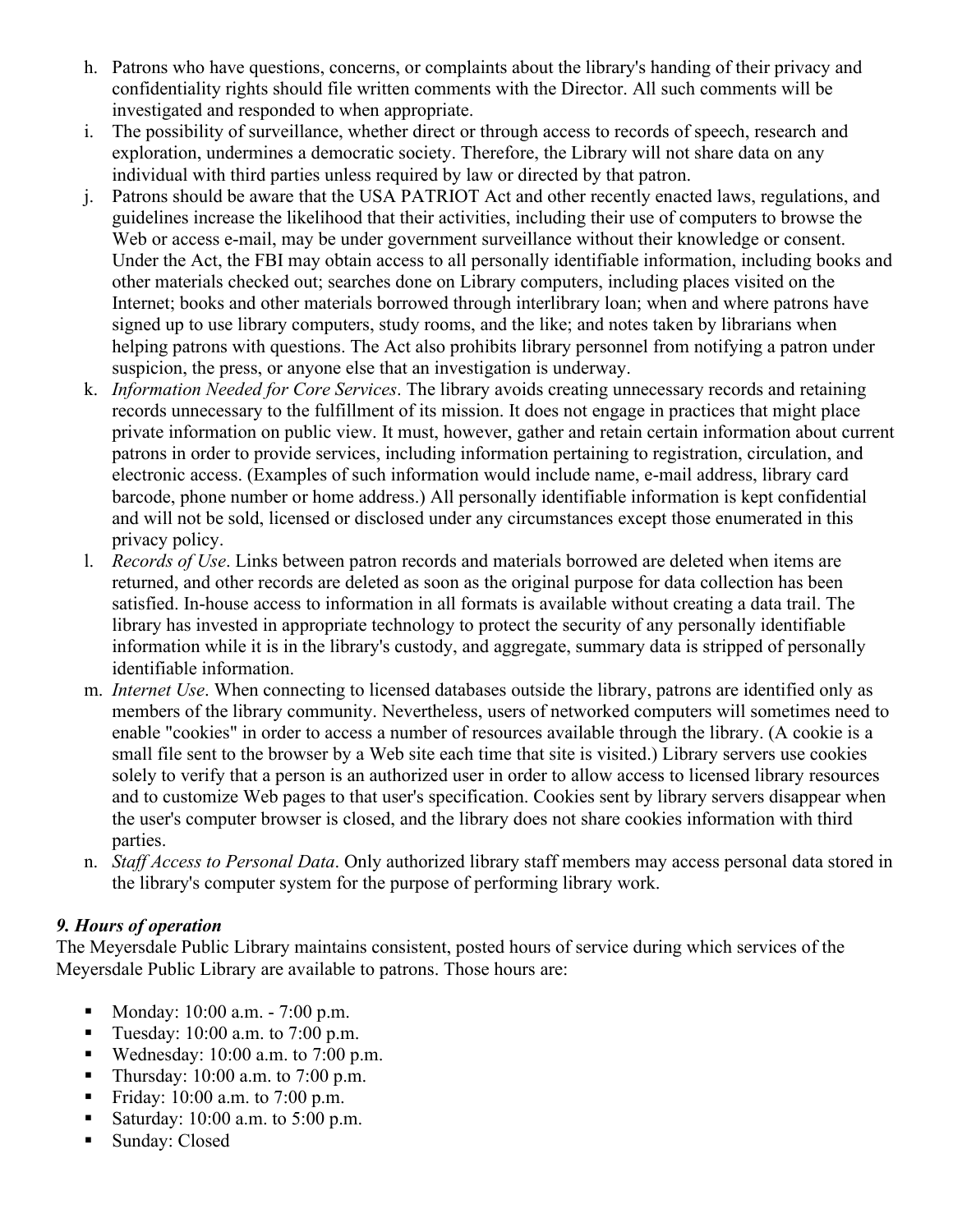h. Patrons who have questions, concerns, or complaints about the library's handing of their privacy and confidentiality rights should file written comments with the Director. All such comments will be investigated and responded to when appropriate.
i. The possibility of surveillance, whether direct or through access to records of speech, research and exploration, undermines a democratic society. Therefore, the Library will not share data on any individual with third parties unless required by law or directed by that patron.
j. Patrons should be aware that the USA PATRIOT Act and other recently enacted laws, regulations, and guidelines increase the likelihood that their activities, including their use of computers to browse the Web or access e-mail, may be under government surveillance without their knowledge or consent. Under the Act, the FBI may obtain access to all personally identifiable information, including books and other materials checked out; searches done on Library computers, including places visited on the Internet; books and other materials borrowed through interlibrary loan; when and where patrons have signed up to use library computers, study rooms, and the like; and notes taken by librarians when helping patrons with questions. The Act also prohibits library personnel from notifying a patron under suspicion, the press, or anyone else that an investigation is underway.
k. *Information Needed for Core Services*. The library avoids creating unnecessary records and retaining records unnecessary to the fulfillment of its mission. It does not engage in practices that might place private information on public view. It must, however, gather and retain certain information about current patrons in order to provide services, including information pertaining to registration, circulation, and electronic access. (Examples of such information would include name, e-mail address, library card barcode, phone number or home address.) All personally identifiable information is kept confidential and will not be sold, licensed or disclosed under any circumstances except those enumerated in this privacy policy.
l. *Records of Use*. Links between patron records and materials borrowed are deleted when items are returned, and other records are deleted as soon as the original purpose for data collection has been satisfied. In-house access to information in all formats is available without creating a data trail. The library has invested in appropriate technology to protect the security of any personally identifiable information while it is in the library's custody, and aggregate, summary data is stripped of personally identifiable information.
m. *Internet Use*. When connecting to licensed databases outside the library, patrons are identified only as members of the library community. Nevertheless, users of networked computers will sometimes need to enable "cookies" in order to access a number of resources available through the library. (A cookie is a small file sent to the browser by a Web site each time that site is visited.) Library servers use cookies solely to verify that a person is an authorized user in order to allow access to licensed library resources and to customize Web pages to that user's specification. Cookies sent by library servers disappear when the user's computer browser is closed, and the library does not share cookies information with third parties.
n. *Staff Access to Personal Data*. Only authorized library staff members may access personal data stored in the library's computer system for the purpose of performing library work.

***9. Hours of operation***

The Meyersdale Public Library maintains consistent, posted hours of service during which services of the Meyersdale Public Library are available to patrons. Those hours are:

- Monday: 10:00 a.m. - 7:00 p.m.
- Tuesday: 10:00 a.m. to 7:00 p.m.
- Wednesday: 10:00 a.m. to 7:00 p.m.
- Thursday: 10:00 a.m. to 7:00 p.m.
- Friday: 10:00 a.m. to 7:00 p.m.
- Saturday: 10:00 a.m. to 5:00 p.m.
- Sunday: Closed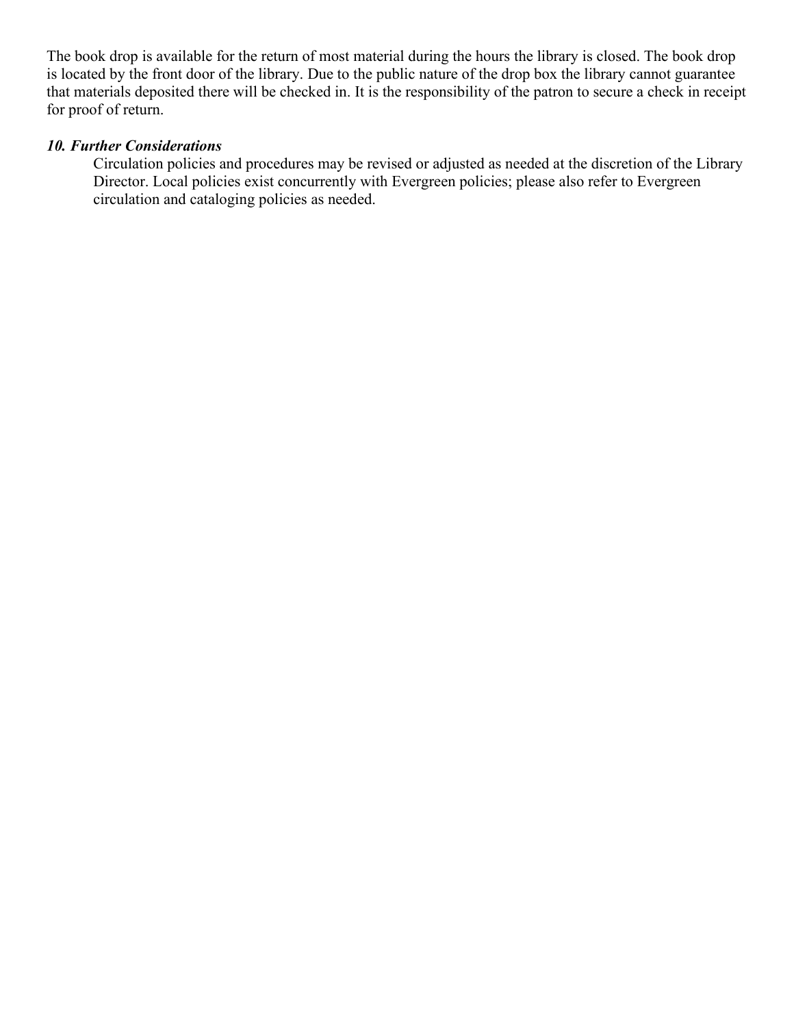The book drop is available for the return of most material during the hours the library is closed. The book drop is located by the front door of the library. Due to the public nature of the drop box the library cannot guarantee that materials deposited there will be checked in. It is the responsibility of the patron to secure a check in receipt for proof of return.

***10. Further Considerations***

Circulation policies and procedures may be revised or adjusted as needed at the discretion of the Library Director. Local policies exist concurrently with Evergreen policies; please also refer to Evergreen circulation and cataloging policies as needed.